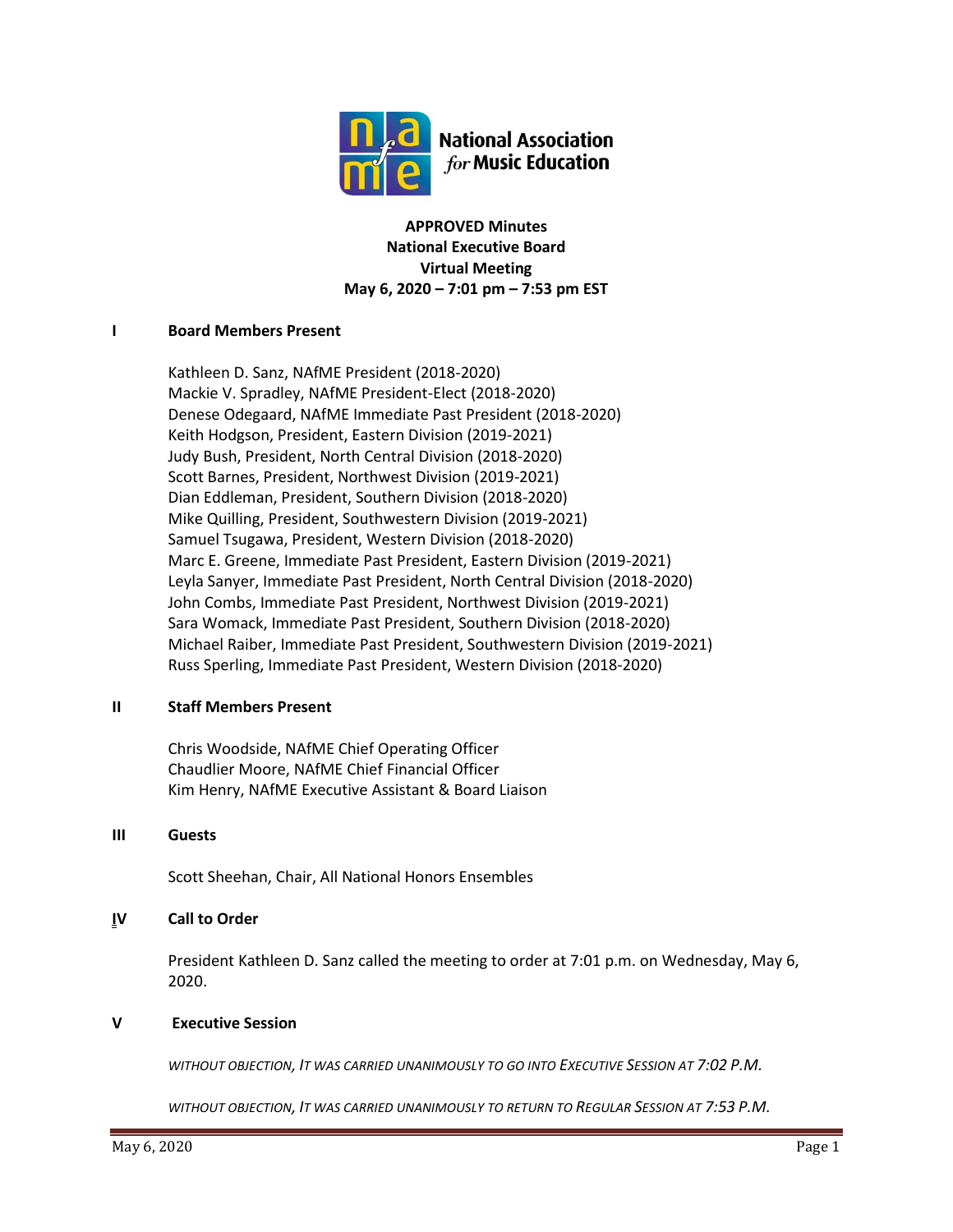National Association for Music Education

**APPROVED Minutes**
**National Executive Board**
**Virtual Meeting**
**May 6, 2020 – 7:01 pm – 7:53 pm EST**

## I Board Members Present

Kathleen D. Sanz, NAfME President (2018-2020)
Mackie V. Spradley, NAfME President-Elect (2018-2020)
Denese Odegaard, NAfME Immediate Past President (2018-2020)
Keith Hodgson, President, Eastern Division (2019-2021)
Judy Bush, President, North Central Division (2018-2020)
Scott Barnes, President, Northwest Division (2019-2021)
Dian Eddleman, President, Southern Division (2018-2020)
Mike Quilling, President, Southwestern Division (2019-2021)
Samuel Tsugawa, President, Western Division (2018-2020)
Marc E. Greene, Immediate Past President, Eastern Division (2019-2021)
Leyla Sanyer, Immediate Past President, North Central Division (2018-2020)
John Combs, Immediate Past President, Northwest Division (2019-2021)
Sara Womack, Immediate Past President, Southern Division (2018-2020)
Michael Raiber, Immediate Past President, Southwestern Division (2019-2021)
Russ Sperling, Immediate Past President, Western Division (2018-2020)

## II Staff Members Present

Chris Woodside, NAfME Chief Operating Officer
Chaudlier Moore, NAfME Chief Financial Officer
Kim Henry, NAfME Executive Assistant & Board Liaison

## III Guests

Scott Sheehan, Chair, All National Honors Ensembles

## IV Call to Order

President Kathleen D. Sanz called the meeting to order at 7:01 p.m. on Wednesday, May 6, 2020.

## V Executive Session

*WITHOUT OBJECTION, IT WAS CARRIED UNANIMOUSLY TO GO INTO EXECUTIVE SESSION AT 7:02 P.M.*

*WITHOUT OBJECTION, IT WAS CARRIED UNANIMOUSLY TO RETURN TO REGULAR SESSION AT 7:53 P.M.*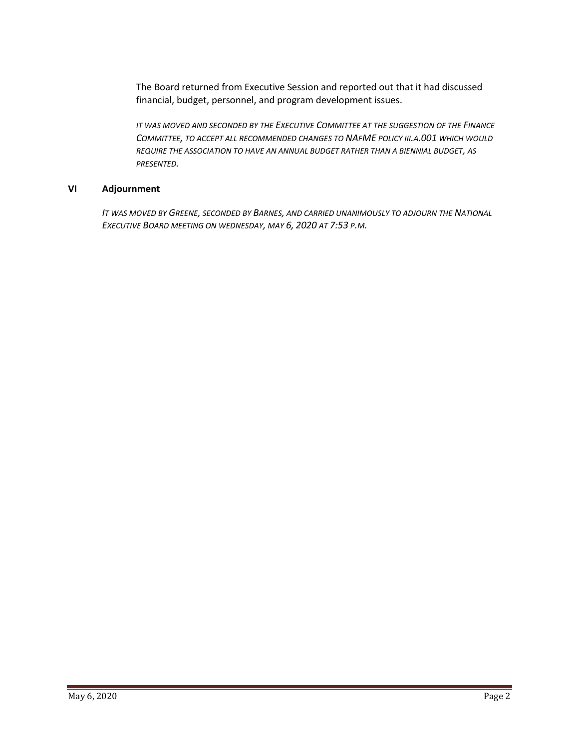The Board returned from Executive Session and reported out that it had discussed financial, budget, personnel, and program development issues.

*IT WAS MOVED AND SECONDED BY THE EXECUTIVE COMMITTEE AT THE SUGGESTION OF THE FINANCE COMMITTEE, TO ACCEPT ALL RECOMMENDED CHANGES TO NAFME POLICY III.A.001 WHICH WOULD REQUIRE THE ASSOCIATION TO HAVE AN ANNUAL BUDGET RATHER THAN A BIENNIAL BUDGET, AS PRESENTED.*

## VI Adjournment

*IT WAS MOVED BY GREENE, SECONDED BY BARNES, AND CARRIED UNANIMOUSLY TO ADJOURN THE NATIONAL EXECUTIVE BOARD MEETING ON WEDNESDAY, MAY 6, 2020 AT 7:53 P.M.*